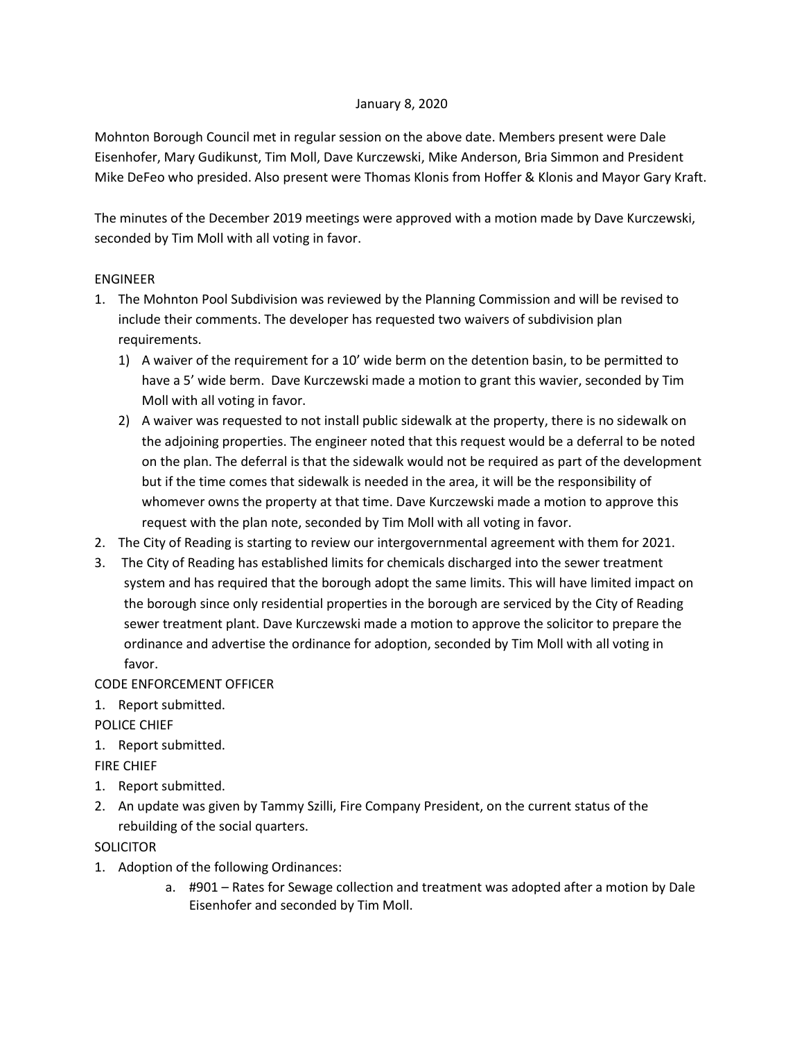January 8, 2020

Mohnton Borough Council met in regular session on the above date. Members present were Dale Eisenhofer, Mary Gudikunst, Tim Moll, Dave Kurczewski, Mike Anderson, Bria Simmon and President Mike DeFeo who presided. Also present were Thomas Klonis from Hoffer & Klonis and Mayor Gary Kraft.

The minutes of the December 2019 meetings were approved with a motion made by Dave Kurczewski, seconded by Tim Moll with all voting in favor.

ENGINEER

1. The Mohnton Pool Subdivision was reviewed by the Planning Commission and will be revised to include their comments. The developer has requested two waivers of subdivision plan requirements.
   1) A waiver of the requirement for a 10' wide berm on the detention basin, to be permitted to have a 5' wide berm. Dave Kurczewski made a motion to grant this wavier, seconded by Tim Moll with all voting in favor.
   2) A waiver was requested to not install public sidewalk at the property, there is no sidewalk on the adjoining properties. The engineer noted that this request would be a deferral to be noted on the plan. The deferral is that the sidewalk would not be required as part of the development but if the time comes that sidewalk is needed in the area, it will be the responsibility of whomever owns the property at that time. Dave Kurczewski made a motion to approve this request with the plan note, seconded by Tim Moll with all voting in favor.
2. The City of Reading is starting to review our intergovernmental agreement with them for 2021.
3. The City of Reading has established limits for chemicals discharged into the sewer treatment system and has required that the borough adopt the same limits. This will have limited impact on the borough since only residential properties in the borough are serviced by the City of Reading sewer treatment plant. Dave Kurczewski made a motion to approve the solicitor to prepare the ordinance and advertise the ordinance for adoption, seconded by Tim Moll with all voting in favor.

CODE ENFORCEMENT OFFICER

1. Report submitted.

POLICE CHIEF

1. Report submitted.

FIRE CHIEF

1. Report submitted.
2. An update was given by Tammy Szilli, Fire Company President, on the current status of the rebuilding of the social quarters.

SOLICITOR

1. Adoption of the following Ordinances:
   a. #901 – Rates for Sewage collection and treatment was adopted after a motion by Dale Eisenhofer and seconded by Tim Moll.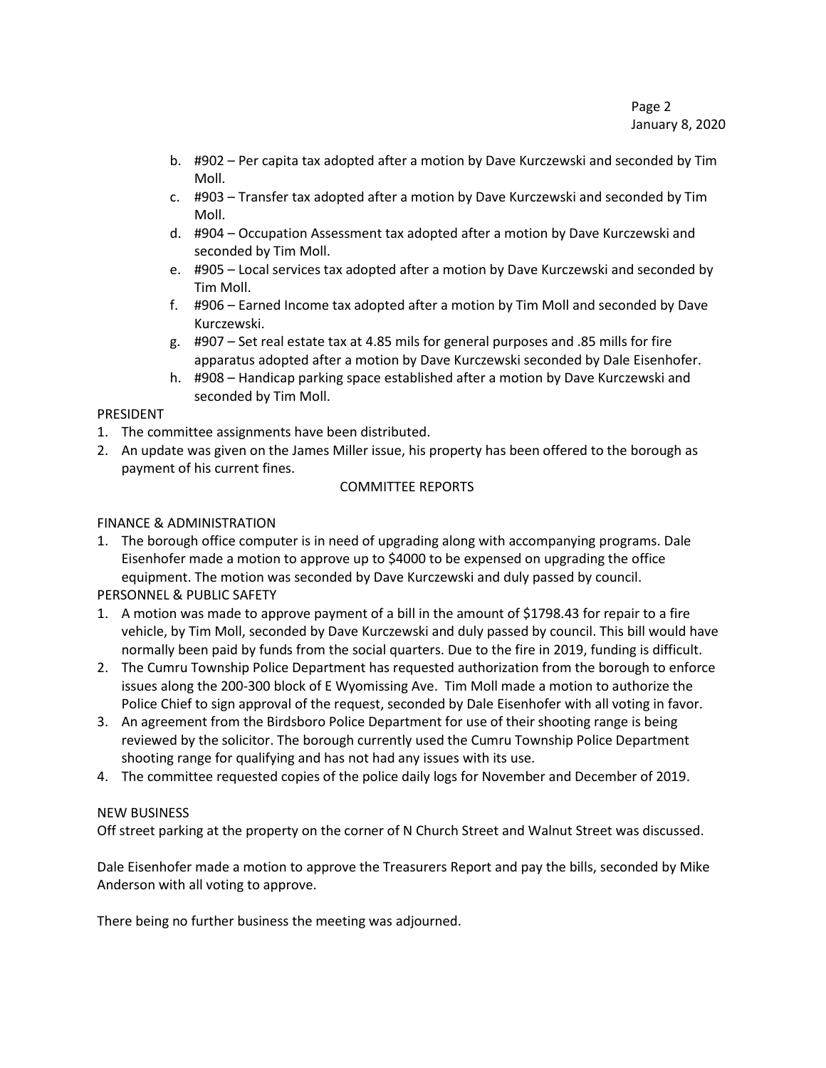b. #902 – Per capita tax adopted after a motion by Dave Kurczewski and seconded by Tim Moll.
c. #903 – Transfer tax adopted after a motion by Dave Kurczewski and seconded by Tim Moll.
d. #904 – Occupation Assessment tax adopted after a motion by Dave Kurczewski and seconded by Tim Moll.
e. #905 – Local services tax adopted after a motion by Dave Kurczewski and seconded by Tim Moll.
f. #906 – Earned Income tax adopted after a motion by Tim Moll and seconded by Dave Kurczewski.
g. #907 – Set real estate tax at 4.85 mils for general purposes and .85 mills for fire apparatus adopted after a motion by Dave Kurczewski seconded by Dale Eisenhofer.
h. #908 – Handicap parking space established after a motion by Dave Kurczewski and seconded by Tim Moll.

PRESIDENT

1. The committee assignments have been distributed.
2. An update was given on the James Miller issue, his property has been offered to the borough as payment of his current fines.

COMMITTEE REPORTS

FINANCE & ADMINISTRATION

1. The borough office computer is in need of upgrading along with accompanying programs. Dale Eisenhofer made a motion to approve up to $4000 to be expensed on upgrading the office equipment. The motion was seconded by Dave Kurczewski and duly passed by council.

PERSONNEL & PUBLIC SAFETY

1. A motion was made to approve payment of a bill in the amount of $1798.43 for repair to a fire vehicle, by Tim Moll, seconded by Dave Kurczewski and duly passed by council. This bill would have normally been paid by funds from the social quarters. Due to the fire in 2019, funding is difficult.
2. The Cumru Township Police Department has requested authorization from the borough to enforce issues along the 200-300 block of E Wyomissing Ave. Tim Moll made a motion to authorize the Police Chief to sign approval of the request, seconded by Dale Eisenhofer with all voting in favor.
3. An agreement from the Birdsboro Police Department for use of their shooting range is being reviewed by the solicitor. The borough currently used the Cumru Township Police Department shooting range for qualifying and has not had any issues with its use.
4. The committee requested copies of the police daily logs for November and December of 2019.

NEW BUSINESS

Off street parking at the property on the corner of N Church Street and Walnut Street was discussed.

Dale Eisenhofer made a motion to approve the Treasurers Report and pay the bills, seconded by Mike Anderson with all voting to approve.

There being no further business the meeting was adjourned.